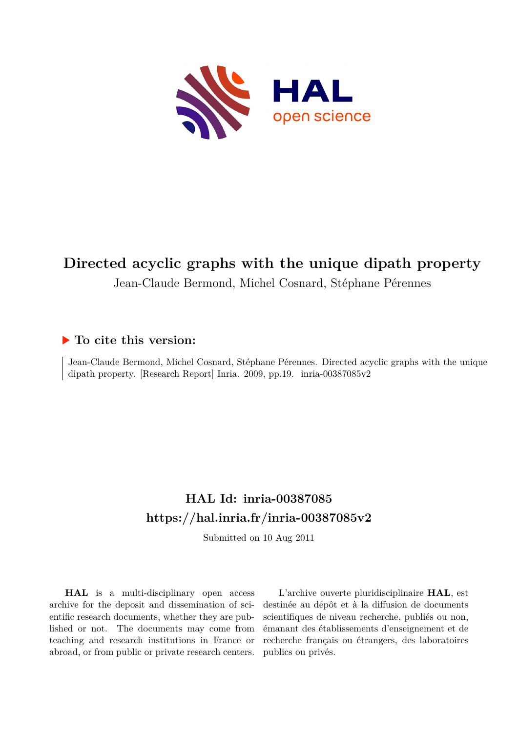# Directed acyclic graphs with the unique dipath property

Jean-Claude Bermond, Michel Cosnard, Stéphane Pérennes

## To cite this version:

Jean-Claude Bermond, Michel Cosnard, Stéphane Pérennes. Directed acyclic graphs with the unique dipath property. [Research Report] Inria. 2009, pp.19. inria-00387085v2

## HAL Id: inria-00387085

## https://hal.inria.fr/inria-00387085v2

Submitted on 10 Aug 2011

**HAL** is a multi-disciplinary open access archive for the deposit and dissemination of scientific research documents, whether they are published or not. The documents may come from teaching and research institutions in France or abroad, or from public or private research centers.

L'archive ouverte pluridisciplinaire **HAL**, est destinée au dépôt et à la diffusion de documents scientifiques de niveau recherche, publiés ou non, émanant des établissements d'enseignement et de recherche français ou étrangers, des laboratoires publics ou privés.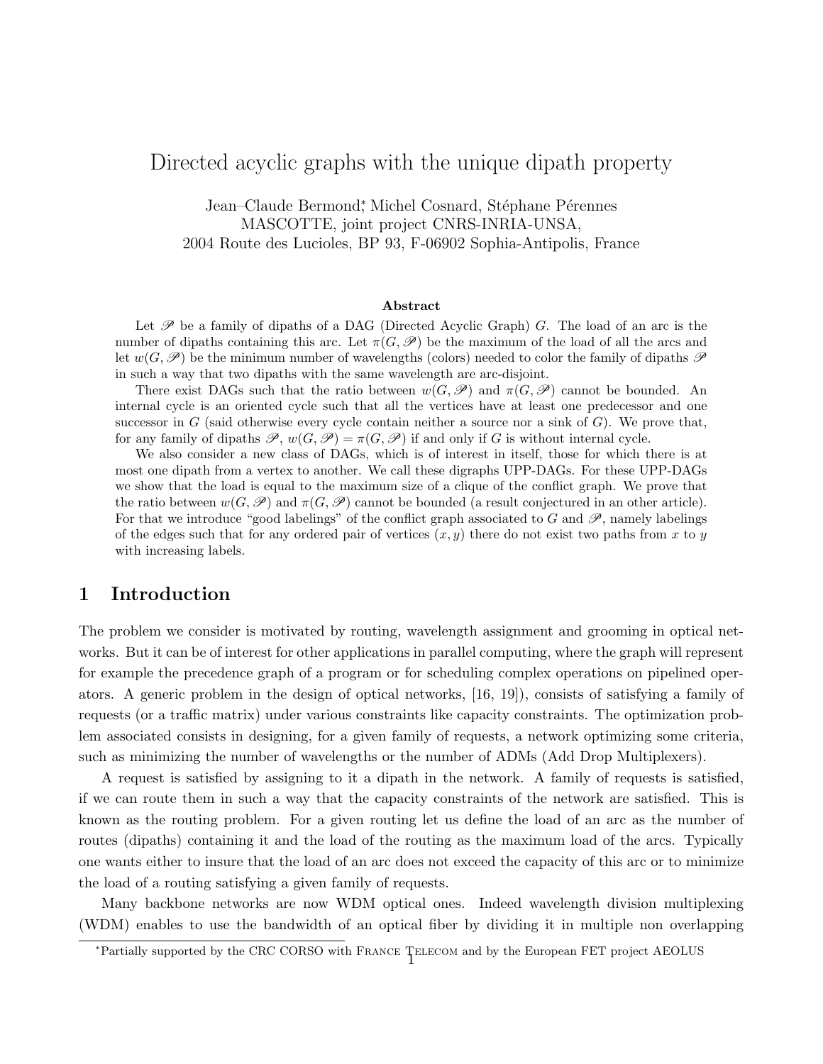# Directed acyclic graphs with the unique dipath property

Jean–Claude Bermond*, Michel Cosnard, Stéphane Pérennes
MASCOTTE, joint project CNRS-INRIA-UNSA,
2004 Route des Lucioles, BP 93, F-06902 Sophia-Antipolis, France

**Abstract**

Let $\mathscr{P}$ be a family of dipaths of a DAG (Directed Acyclic Graph) $G$. The load of an arc is the number of dipaths containing this arc. Let $\pi(G, \mathscr{P})$ be the maximum of the load of all the arcs and let $w(G, \mathscr{P})$ be the minimum number of wavelengths (colors) needed to color the family of dipaths $\mathscr{P}$ in such a way that two dipaths with the same wavelength are arc-disjoint.

There exist DAGs such that the ratio between $w(G, \mathscr{P})$ and $\pi(G, \mathscr{P})$ cannot be bounded. An internal cycle is an oriented cycle such that all the vertices have at least one predecessor and one successor in $G$ (said otherwise every cycle contain neither a source nor a sink of $G$). We prove that, for any family of dipaths $\mathscr{P}$, $w(G, \mathscr{P}) = \pi(G, \mathscr{P})$ if and only if $G$ is without internal cycle.

We also consider a new class of DAGs, which is of interest in itself, those for which there is at most one dipath from a vertex to another. We call these digraphs UPP-DAGs. For these UPP-DAGs we show that the load is equal to the maximum size of a clique of the conflict graph. We prove that the ratio between $w(G, \mathscr{P})$ and $\pi(G, \mathscr{P})$ cannot be bounded (a result conjectured in an other article). For that we introduce "good labelings" of the conflict graph associated to $G$ and $\mathscr{P}$, namely labelings of the edges such that for any ordered pair of vertices $(x, y)$ there do not exist two paths from $x$ to $y$ with increasing labels.

## 1 Introduction

The problem we consider is motivated by routing, wavelength assignment and grooming in optical networks. But it can be of interest for other applications in parallel computing, where the graph will represent for example the precedence graph of a program or for scheduling complex operations on pipelined operators. A generic problem in the design of optical networks, [16, 19]), consists of satisfying a family of requests (or a traffic matrix) under various constraints like capacity constraints. The optimization problem associated consists in designing, for a given family of requests, a network optimizing some criteria, such as minimizing the number of wavelengths or the number of ADMs (Add Drop Multiplexers).

A request is satisfied by assigning to it a dipath in the network. A family of requests is satisfied, if we can route them in such a way that the capacity constraints of the network are satisfied. This is known as the routing problem. For a given routing let us define the load of an arc as the number of routes (dipaths) containing it and the load of the routing as the maximum load of the arcs. Typically one wants either to insure that the load of an arc does not exceed the capacity of this arc or to minimize the load of a routing satisfying a given family of requests.

Many backbone networks are now WDM optical ones. Indeed wavelength division multiplexing (WDM) enables to use the bandwidth of an optical fiber by dividing it in multiple non overlapping

*Partially supported by the CRC CORSO with France Telecom and by the European FET project AEOLUS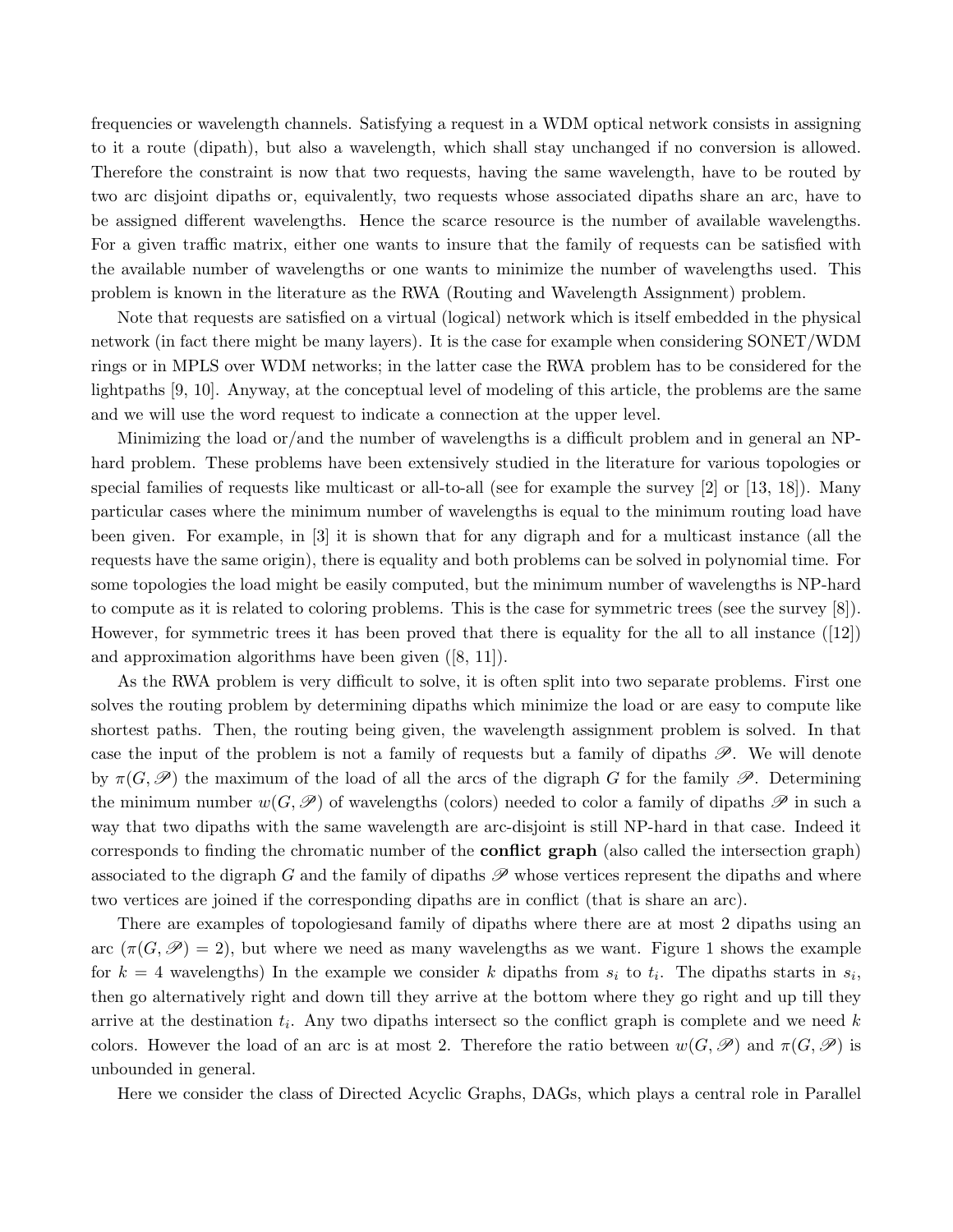frequencies or wavelength channels. Satisfying a request in a WDM optical network consists in assigning to it a route (dipath), but also a wavelength, which shall stay unchanged if no conversion is allowed. Therefore the constraint is now that two requests, having the same wavelength, have to be routed by two arc disjoint dipaths or, equivalently, two requests whose associated dipaths share an arc, have to be assigned different wavelengths. Hence the scarce resource is the number of available wavelengths. For a given traffic matrix, either one wants to insure that the family of requests can be satisfied with the available number of wavelengths or one wants to minimize the number of wavelengths used. This problem is known in the literature as the RWA (Routing and Wavelength Assignment) problem.

Note that requests are satisfied on a virtual (logical) network which is itself embedded in the physical network (in fact there might be many layers). It is the case for example when considering SONET/WDM rings or in MPLS over WDM networks; in the latter case the RWA problem has to be considered for the lightpaths [9, 10]. Anyway, at the conceptual level of modeling of this article, the problems are the same and we will use the word request to indicate a connection at the upper level.

Minimizing the load or/and the number of wavelengths is a difficult problem and in general an NP-hard problem. These problems have been extensively studied in the literature for various topologies or special families of requests like multicast or all-to-all (see for example the survey [2] or [13, 18]). Many particular cases where the minimum number of wavelengths is equal to the minimum routing load have been given. For example, in [3] it is shown that for any digraph and for a multicast instance (all the requests have the same origin), there is equality and both problems can be solved in polynomial time. For some topologies the load might be easily computed, but the minimum number of wavelengths is NP-hard to compute as it is related to coloring problems. This is the case for symmetric trees (see the survey [8]). However, for symmetric trees it has been proved that there is equality for the all to all instance ([12]) and approximation algorithms have been given ([8, 11]).

As the RWA problem is very difficult to solve, it is often split into two separate problems. First one solves the routing problem by determining dipaths which minimize the load or are easy to compute like shortest paths. Then, the routing being given, the wavelength assignment problem is solved. In that case the input of the problem is not a family of requests but a family of dipaths $\mathscr{P}$. We will denote by $\pi(G, \mathscr{P})$ the maximum of the load of all the arcs of the digraph $G$ for the family $\mathscr{P}$. Determining the minimum number $w(G, \mathscr{P})$ of wavelengths (colors) needed to color a family of dipaths $\mathscr{P}$ in such a way that two dipaths with the same wavelength are arc-disjoint is still NP-hard in that case. Indeed it corresponds to finding the chromatic number of the **conflict graph** (also called the intersection graph) associated to the digraph $G$ and the family of dipaths $\mathscr{P}$ whose vertices represent the dipaths and where two vertices are joined if the corresponding dipaths are in conflict (that is share an arc).

There are examples of topologiesand family of dipaths where there are at most 2 dipaths using an arc ($\pi(G, \mathscr{P}) = 2$), but where we need as many wavelengths as we want. Figure 1 shows the example for $k = 4$ wavelengths) In the example we consider $k$ dipaths from $s_i$ to $t_i$. The dipaths starts in $s_i$, then go alternatively right and down till they arrive at the bottom where they go right and up till they arrive at the destination $t_i$. Any two dipaths intersect so the conflict graph is complete and we need $k$ colors. However the load of an arc is at most 2. Therefore the ratio between $w(G, \mathscr{P})$ and $\pi(G, \mathscr{P})$ is unbounded in general.

Here we consider the class of Directed Acyclic Graphs, DAGs, which plays a central role in Parallel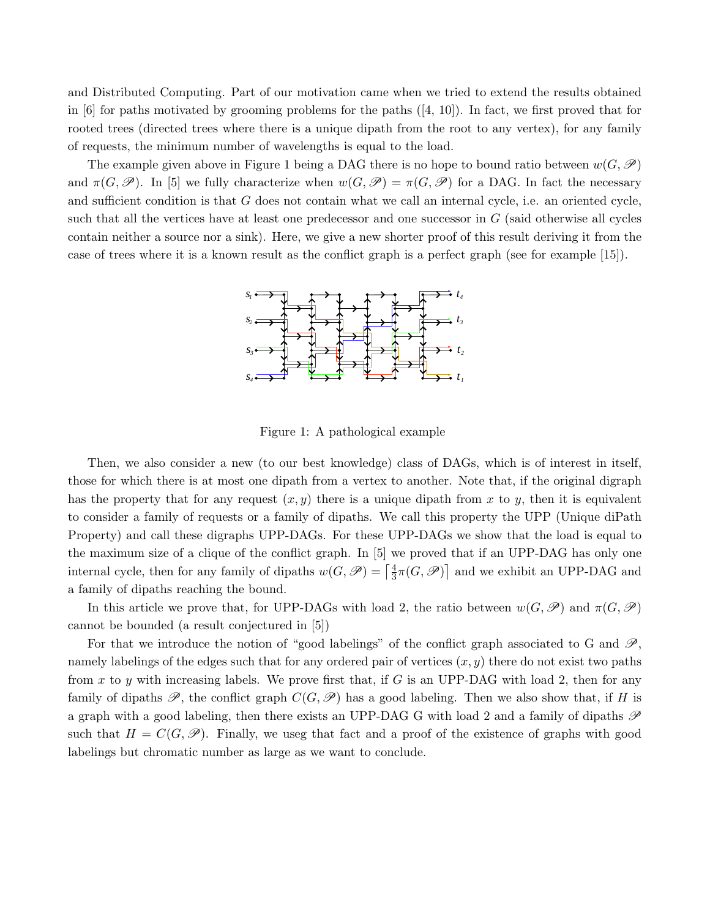and Distributed Computing. Part of our motivation came when we tried to extend the results obtained in [6] for paths motivated by grooming problems for the paths ([4, 10]). In fact, we first proved that for rooted trees (directed trees where there is a unique dipath from the root to any vertex), for any family of requests, the minimum number of wavelengths is equal to the load.

The example given above in Figure 1 being a DAG there is no hope to bound ratio between $w(G, \mathscr{P})$ and $\pi(G, \mathscr{P})$. In [5] we fully characterize when $w(G, \mathscr{P}) = \pi(G, \mathscr{P})$ for a DAG. In fact the necessary and sufficient condition is that $G$ does not contain what we call an internal cycle, i.e. an oriented cycle, such that all the vertices have at least one predecessor and one successor in $G$ (said otherwise all cycles contain neither a source nor a sink). Here, we give a new shorter proof of this result deriving it from the case of trees where it is a known result as the conflict graph is a perfect graph (see for example [15]).

Figure 1: A pathological example

Then, we also consider a new (to our best knowledge) class of DAGs, which is of interest in itself, those for which there is at most one dipath from a vertex to another. Note that, if the original digraph has the property that for any request $(x, y)$ there is a unique dipath from $x$ to $y$, then it is equivalent to consider a family of requests or a family of dipaths. We call this property the UPP (Unique diPath Property) and call these digraphs UPP-DAGs. For these UPP-DAGs we show that the load is equal to the maximum size of a clique of the conflict graph. In [5] we proved that if an UPP-DAG has only one internal cycle, then for any family of dipaths $w(G, \mathscr{P}) = \left\lceil \frac{4}{3}\pi(G, \mathscr{P}) \right\rceil$ and we exhibit an UPP-DAG and a family of dipaths reaching the bound.

In this article we prove that, for UPP-DAGs with load 2, the ratio between $w(G, \mathscr{P})$ and $\pi(G, \mathscr{P})$ cannot be bounded (a result conjectured in [5])

For that we introduce the notion of "good labelings" of the conflict graph associated to G and $\mathscr{P}$, namely labelings of the edges such that for any ordered pair of vertices $(x, y)$ there do not exist two paths from $x$ to $y$ with increasing labels. We prove first that, if $G$ is an UPP-DAG with load 2, then for any family of dipaths $\mathscr{P}$, the conflict graph $C(G, \mathscr{P})$ has a good labeling. Then we also show that, if $H$ is a graph with a good labeling, then there exists an UPP-DAG G with load 2 and a family of dipaths $\mathscr{P}$ such that $H = C(G, \mathscr{P})$. Finally, we useg that fact and a proof of the existence of graphs with good labelings but chromatic number as large as we want to conclude.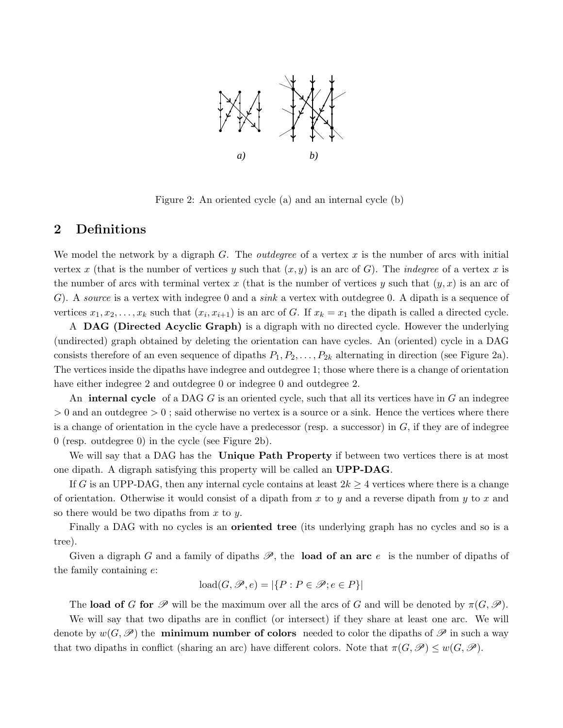Figure 2: An oriented cycle (a) and an internal cycle (b)

## 2 Definitions

We model the network by a digraph $G$. The *outdegree* of a vertex $x$ is the number of arcs with initial vertex $x$ (that is the number of vertices $y$ such that $(x, y)$ is an arc of $G$). The *indegree* of a vertex $x$ is the number of arcs with terminal vertex $x$ (that is the number of vertices $y$ such that $(y, x)$ is an arc of $G$). A *source* is a vertex with indegree 0 and a *sink* a vertex with outdegree 0. A dipath is a sequence of vertices $x_1, x_2, \ldots, x_k$ such that $(x_i, x_{i+1})$ is an arc of $G$. If $x_k = x_1$ the dipath is called a directed cycle.

A **DAG (Directed Acyclic Graph)** is a digraph with no directed cycle. However the underlying (undirected) graph obtained by deleting the orientation can have cycles. An (oriented) cycle in a DAG consists therefore of an even sequence of dipaths $P_1, P_2, \ldots, P_{2k}$ alternating in direction (see Figure 2a). The vertices inside the dipaths have indegree and outdegree 1; those where there is a change of orientation have either indegree 2 and outdegree 0 or indegree 0 and outdegree 2.

An **internal cycle** of a DAG $G$ is an oriented cycle, such that all its vertices have in $G$ an indegree $> 0$ and an outdegree $> 0$ ; said otherwise no vertex is a source or a sink. Hence the vertices where there is a change of orientation in the cycle have a predecessor (resp. a successor) in $G$, if they are of indegree 0 (resp. outdegree 0) in the cycle (see Figure 2b).

We will say that a DAG has the **Unique Path Property** if between two vertices there is at most one dipath. A digraph satisfying this property will be called an **UPP-DAG**.

If $G$ is an UPP-DAG, then any internal cycle contains at least $2k \geq 4$ vertices where there is a change of orientation. Otherwise it would consist of a dipath from $x$ to $y$ and a reverse dipath from $y$ to $x$ and so there would be two dipaths from $x$ to $y$.

Finally a DAG with no cycles is an **oriented tree** (its underlying graph has no cycles and so is a tree).

Given a digraph $G$ and a family of dipaths $\mathscr{P}$, the **load of an arc** $e$ is the number of dipaths of the family containing $e$:

$$\text{load}(G, \mathscr{P}, e) = |\{P : P \in \mathscr{P}; e \in P\}|$$

The **load of** $G$ **for** $\mathscr{P}$ will be the maximum over all the arcs of $G$ and will be denoted by $\pi(G, \mathscr{P})$.

We will say that two dipaths are in conflict (or intersect) if they share at least one arc. We will denote by $w(G, \mathscr{P})$ the **minimum number of colors** needed to color the dipaths of $\mathscr{P}$ in such a way that two dipaths in conflict (sharing an arc) have different colors. Note that $\pi(G, \mathscr{P}) \leq w(G, \mathscr{P})$.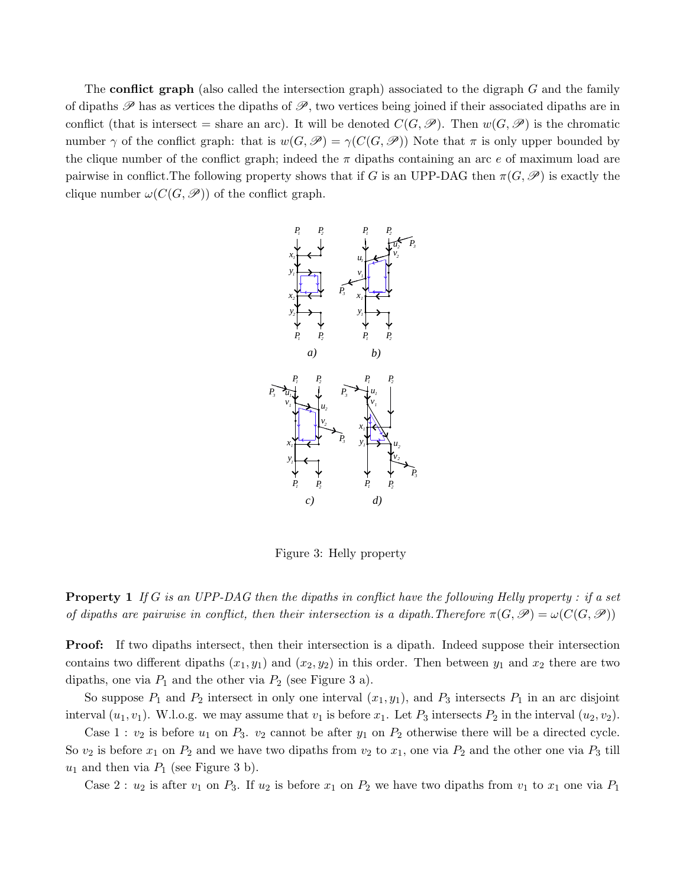The **conflict graph** (also called the intersection graph) associated to the digraph $G$ and the family of dipaths $\mathscr{P}$ has as vertices the dipaths of $\mathscr{P}$, two vertices being joined if their associated dipaths are in conflict (that is intersect = share an arc). It will be denoted $C(G,\mathscr{P})$. Then $w(G,\mathscr{P})$ is the chromatic number $\gamma$ of the conflict graph: that is $w(G,\mathscr{P}) = \gamma(C(G,\mathscr{P}))$ Note that $\pi$ is only upper bounded by the clique number of the conflict graph; indeed the $\pi$ dipaths containing an arc $e$ of maximum load are pairwise in conflict.The following property shows that if $G$ is an UPP-DAG then $\pi(G,\mathscr{P})$ is exactly the clique number $\omega(C(G,\mathscr{P}))$ of the conflict graph.

Figure 3: Helly property

**Property 1** *If $G$ is an UPP-DAG then the dipaths in conflict have the following Helly property : if a set of dipaths are pairwise in conflict, then their intersection is a dipath.Therefore $\pi(G,\mathscr{P}) = \omega(C(G,\mathscr{P}))$*

**Proof:** If two dipaths intersect, then their intersection is a dipath. Indeed suppose their intersection contains two different dipaths $(x_1, y_1)$ and $(x_2, y_2)$ in this order. Then between $y_1$ and $x_2$ there are two dipaths, one via $P_1$ and the other via $P_2$ (see Figure 3 a).

So suppose $P_1$ and $P_2$ intersect in only one interval $(x_1, y_1)$, and $P_3$ intersects $P_1$ in an arc disjoint interval $(u_1, v_1)$. W.l.o.g. we may assume that $v_1$ is before $x_1$. Let $P_3$ intersects $P_2$ in the interval $(u_2, v_2)$.

Case 1 : $v_2$ is before $u_1$ on $P_3$. $v_2$ cannot be after $y_1$ on $P_2$ otherwise there will be a directed cycle. So $v_2$ is before $x_1$ on $P_2$ and we have two dipaths from $v_2$ to $x_1$, one via $P_2$ and the other one via $P_3$ till $u_1$ and then via $P_1$ (see Figure 3 b).

Case 2 : $u_2$ is after $v_1$ on $P_3$. If $u_2$ is before $x_1$ on $P_2$ we have two dipaths from $v_1$ to $x_1$ one via $P_1$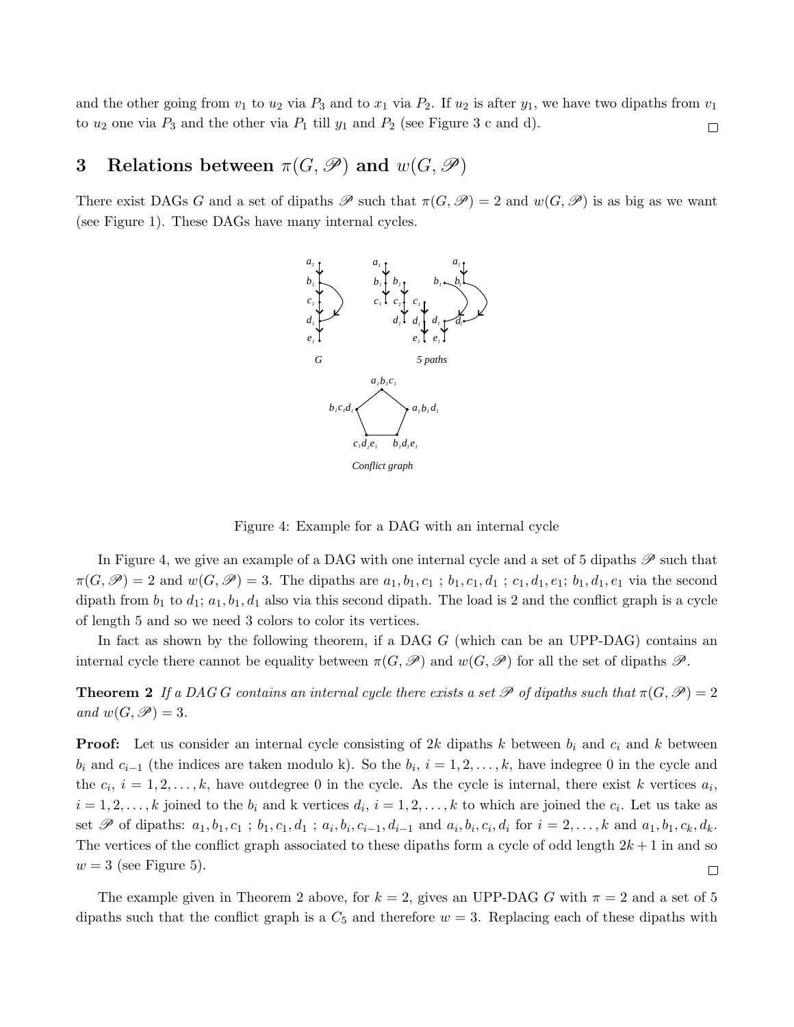and the other going from $v_1$ to $u_2$ via $P_3$ and to $x_1$ via $P_2$. If $u_2$ is after $y_1$, we have two dipaths from $v_1$ to $u_2$ one via $P_3$ and the other via $P_1$ till $y_1$ and $P_2$ (see Figure 3 c and d). □

## 3 Relations between $\pi(G, \mathscr{P})$ and $w(G, \mathscr{P})$

There exist DAGs $G$ and a set of dipaths $\mathscr{P}$ such that $\pi(G, \mathscr{P}) = 2$ and $w(G, \mathscr{P})$ is as big as we want (see Figure 1). These DAGs have many internal cycles.

Figure 4: Example for a DAG with an internal cycle

In Figure 4, we give an example of a DAG with one internal cycle and a set of 5 dipaths $\mathscr{P}$ such that $\pi(G, \mathscr{P}) = 2$ and $w(G, \mathscr{P}) = 3$. The dipaths are $a_1, b_1, c_1$ ; $b_1, c_1, d_1$ ; $c_1, d_1, e_1$; $b_1, d_1, e_1$ via the second dipath from $b_1$ to $d_1$; $a_1, b_1, d_1$ also via this second dipath. The load is 2 and the conflict graph is a cycle of length 5 and so we need 3 colors to color its vertices.

In fact as shown by the following theorem, if a DAG $G$ (which can be an UPP-DAG) contains an internal cycle there cannot be equality between $\pi(G, \mathscr{P})$ and $w(G, \mathscr{P})$ for all the set of dipaths $\mathscr{P}$.

**Theorem 2** *If a DAG $G$ contains an internal cycle there exists a set $\mathscr{P}$ of dipaths such that $\pi(G, \mathscr{P}) = 2$ and $w(G, \mathscr{P}) = 3$.*

**Proof:** Let us consider an internal cycle consisting of $2k$ dipaths $k$ between $b_i$ and $c_i$ and $k$ between $b_i$ and $c_{i-1}$ (the indices are taken modulo k). So the $b_i$, $i = 1, 2, \ldots, k$, have indegree 0 in the cycle and the $c_i$, $i = 1, 2, \ldots, k$, have outdegree 0 in the cycle. As the cycle is internal, there exist $k$ vertices $a_i$, $i = 1, 2, \ldots, k$ joined to the $b_i$ and k vertices $d_i$, $i = 1, 2, \ldots, k$ to which are joined the $c_i$. Let us take as set $\mathscr{P}$ of dipaths: $a_1, b_1, c_1$ ; $b_1, c_1, d_1$ ; $a_i, b_i, c_{i-1}, d_{i-1}$ and $a_i, b_i, c_i, d_i$ for $i = 2, \ldots, k$ and $a_1, b_1, c_k, d_k$. The vertices of the conflict graph associated to these dipaths form a cycle of odd length $2k + 1$ in and so $w = 3$ (see Figure 5). □

The example given in Theorem 2 above, for $k = 2$, gives an UPP-DAG $G$ with $\pi = 2$ and a set of 5 dipaths such that the conflict graph is a $C_5$ and therefore $w = 3$. Replacing each of these dipaths with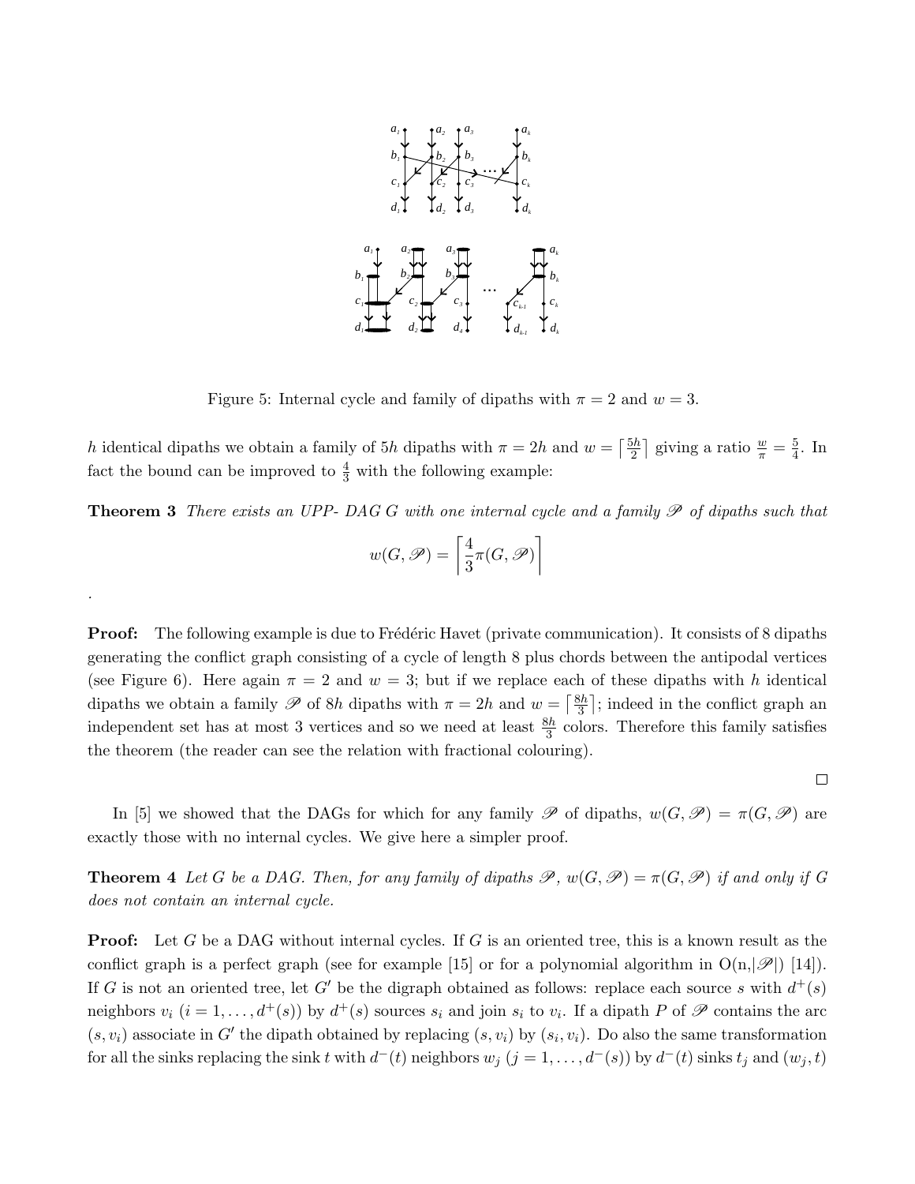Figure 5: Internal cycle and family of dipaths with $\pi = 2$ and $w = 3$.

$h$ identical dipaths we obtain a family of $5h$ dipaths with $\pi = 2h$ and $w = \lceil \frac{5h}{2} \rceil$ giving a ratio $\frac{w}{\pi} = \frac{5}{4}$. In fact the bound can be improved to $\frac{4}{3}$ with the following example:

**Theorem 3** *There exists an UPP- DAG $G$ with one internal cycle and a family $\mathscr{P}$ of dipaths such that*

$$w(G, \mathscr{P}) = \left\lceil \frac{4}{3}\pi(G, \mathscr{P}) \right\rceil$$

.

**Proof:** The following example is due to Frédéric Havet (private communication). It consists of 8 dipaths generating the conflict graph consisting of a cycle of length 8 plus chords between the antipodal vertices (see Figure 6). Here again $\pi = 2$ and $w = 3$; but if we replace each of these dipaths with $h$ identical dipaths we obtain a family $\mathscr{P}$ of $8h$ dipaths with $\pi = 2h$ and $w = \lceil \frac{8h}{3} \rceil$; indeed in the conflict graph an independent set has at most 3 vertices and so we need at least $\frac{8h}{3}$ colors. Therefore this family satisfies the theorem (the reader can see the relation with fractional colouring).

□

In [5] we showed that the DAGs for which for any family $\mathscr{P}$ of dipaths, $w(G, \mathscr{P}) = \pi(G, \mathscr{P})$ are exactly those with no internal cycles. We give here a simpler proof.

**Theorem 4** *Let $G$ be a DAG. Then, for any family of dipaths $\mathscr{P}$, $w(G, \mathscr{P}) = \pi(G, \mathscr{P})$ if and only if $G$ does not contain an internal cycle.*

**Proof:** Let $G$ be a DAG without internal cycles. If $G$ is an oriented tree, this is a known result as the conflict graph is a perfect graph (see for example [15] or for a polynomial algorithm in $O(n, |\mathscr{P}|)$ [14]). If $G$ is not an oriented tree, let $G'$ be the digraph obtained as follows: replace each source $s$ with $d^+(s)$ neighbors $v_i$ ($i = 1, \ldots, d^+(s)$) by $d^+(s)$ sources $s_i$ and join $s_i$ to $v_i$. If a dipath $P$ of $\mathscr{P}$ contains the arc $(s, v_i)$ associate in $G'$ the dipath obtained by replacing $(s, v_i)$ by $(s_i, v_i)$. Do also the same transformation for all the sinks replacing the sink $t$ with $d^-(t)$ neighbors $w_j$ ($j = 1, \ldots, d^-(s)$) by $d^-(t)$ sinks $t_j$ and $(w_j, t)$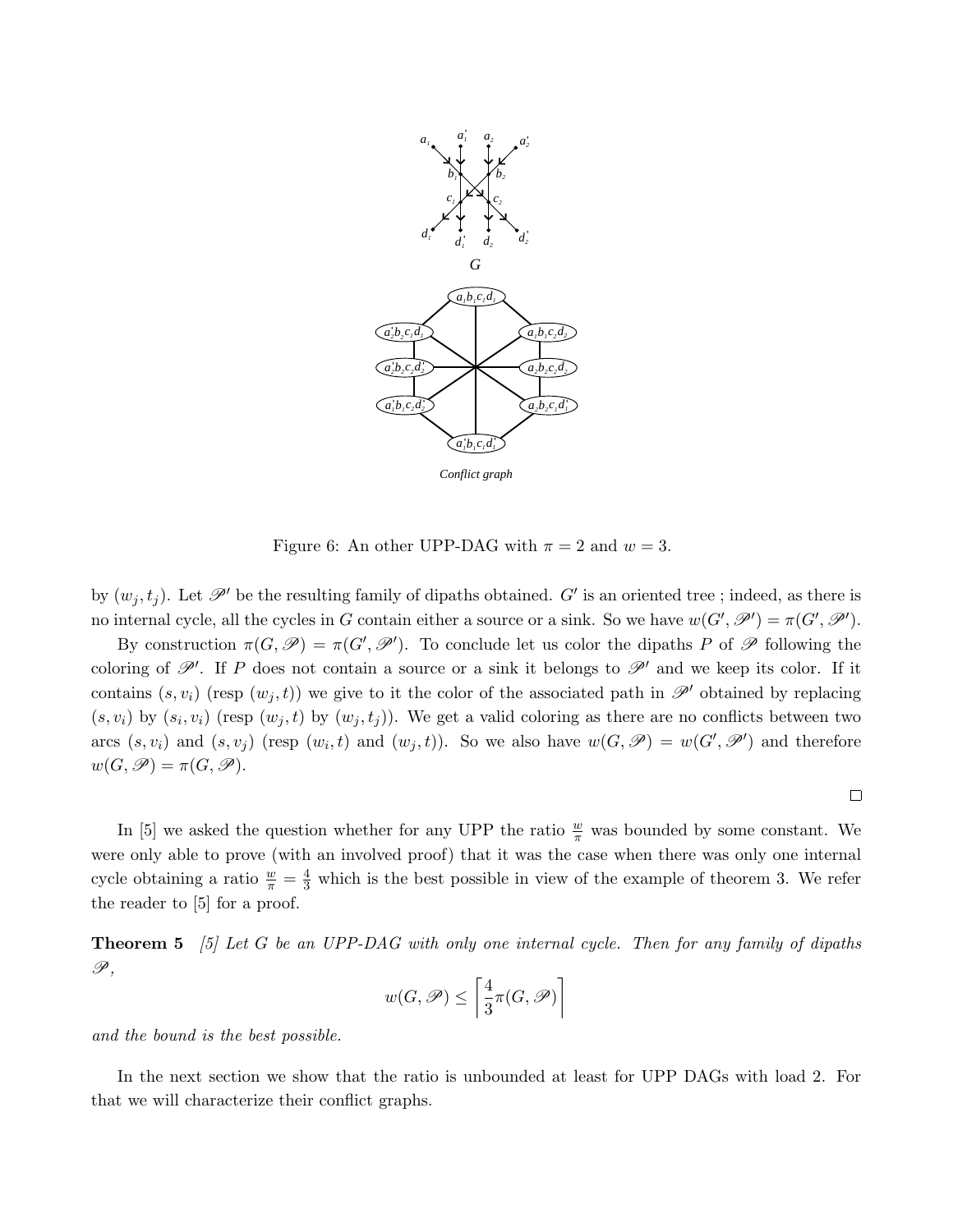Figure 6: An other UPP-DAG with $\pi = 2$ and $w = 3$.

by $(w_j, t_j)$. Let $\mathscr{P}'$ be the resulting family of dipaths obtained. $G'$ is an oriented tree ; indeed, as there is no internal cycle, all the cycles in $G$ contain either a source or a sink. So we have $w(G', \mathscr{P}') = \pi(G', \mathscr{P}')$.

By construction $\pi(G, \mathscr{P}) = \pi(G', \mathscr{P}')$. To conclude let us color the dipaths $P$ of $\mathscr{P}$ following the coloring of $\mathscr{P}'$. If $P$ does not contain a source or a sink it belongs to $\mathscr{P}'$ and we keep its color. If it contains $(s, v_i)$ (resp $(w_j, t)$) we give to it the color of the associated path in $\mathscr{P}'$ obtained by replacing $(s, v_i)$ by $(s_i, v_i)$ (resp $(w_j, t)$ by $(w_j, t_j)$). We get a valid coloring as there are no conflicts between two arcs $(s, v_i)$ and $(s, v_j)$ (resp $(w_i, t)$ and $(w_j, t)$). So we also have $w(G, \mathscr{P}) = w(G', \mathscr{P}')$ and therefore $w(G, \mathscr{P}) = \pi(G, \mathscr{P})$.

□

In [5] we asked the question whether for any UPP the ratio $\frac{w}{\pi}$ was bounded by some constant. We were only able to prove (with an involved proof) that it was the case when there was only one internal cycle obtaining a ratio $\frac{w}{\pi} = \frac{4}{3}$ which is the best possible in view of the example of theorem 3. We refer the reader to [5] for a proof.

**Theorem 5** *[5] Let $G$ be an UPP-DAG with only one internal cycle. Then for any family of dipaths $\mathscr{P}$,*

$$w(G, \mathscr{P}) \leq \left\lceil \frac{4}{3}\pi(G, \mathscr{P}) \right\rceil$$

*and the bound is the best possible.*

In the next section we show that the ratio is unbounded at least for UPP DAGs with load 2. For that we will characterize their conflict graphs.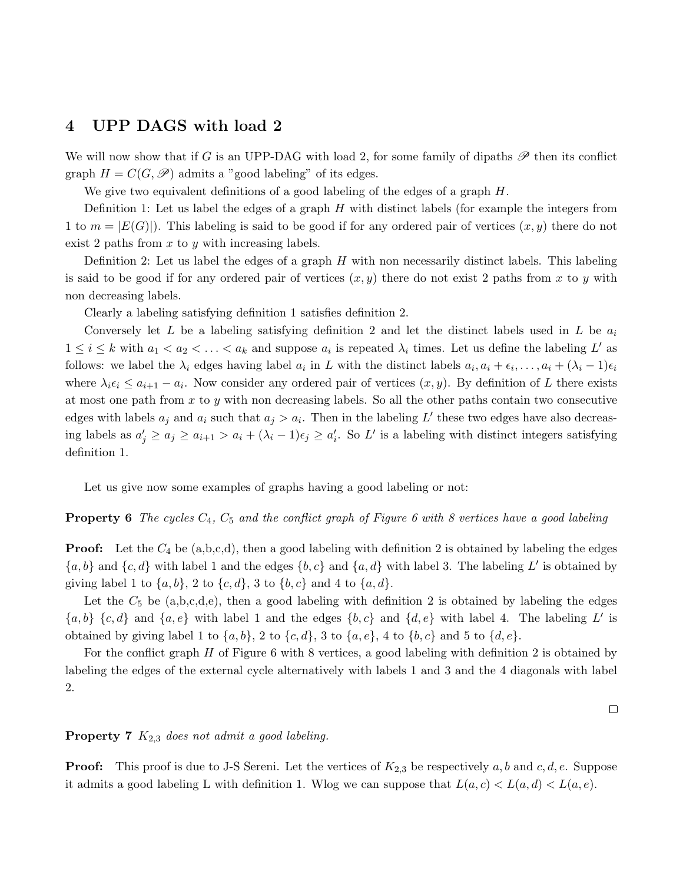## 4 UPP DAGS with load 2

We will now show that if $G$ is an UPP-DAG with load 2, for some family of dipaths $\mathscr{P}$ then its conflict graph $H = C(G, \mathscr{P})$ admits a "good labeling" of its edges.

We give two equivalent definitions of a good labeling of the edges of a graph $H$.

Definition 1: Let us label the edges of a graph $H$ with distinct labels (for example the integers from 1 to $m = |E(G)|$). This labeling is said to be good if for any ordered pair of vertices $(x, y)$ there do not exist 2 paths from $x$ to $y$ with increasing labels.

Definition 2: Let us label the edges of a graph $H$ with non necessarily distinct labels. This labeling is said to be good if for any ordered pair of vertices $(x, y)$ there do not exist 2 paths from $x$ to $y$ with non decreasing labels.

Clearly a labeling satisfying definition 1 satisfies definition 2.

Conversely let $L$ be a labeling satisfying definition 2 and let the distinct labels used in $L$ be $a_i$ $1 \leq i \leq k$ with $a_1 < a_2 < \ldots < a_k$ and suppose $a_i$ is repeated $\lambda_i$ times. Let us define the labeling $L'$ as follows: we label the $\lambda_i$ edges having label $a_i$ in $L$ with the distinct labels $a_i, a_i + \epsilon_i, \ldots, a_i + (\lambda_i - 1)\epsilon_i$ where $\lambda_i \epsilon_i \leq a_{i+1} - a_i$. Now consider any ordered pair of vertices $(x, y)$. By definition of $L$ there exists at most one path from $x$ to $y$ with non decreasing labels. So all the other paths contain two consecutive edges with labels $a_j$ and $a_i$ such that $a_j > a_i$. Then in the labeling $L'$ these two edges have also decreasing labels as $a'_j \geq a_j \geq a_{i+1} > a_i + (\lambda_i - 1)\epsilon_j \geq a'_i$. So $L'$ is a labeling with distinct integers satisfying definition 1.

Let us give now some examples of graphs having a good labeling or not:

**Property 6** *The cycles $C_4$, $C_5$ and the conflict graph of Figure 6 with 8 vertices have a good labeling*

**Proof:** Let the $C_4$ be (a,b,c,d), then a good labeling with definition 2 is obtained by labeling the edges $\{a, b\}$ and $\{c, d\}$ with label 1 and the edges $\{b, c\}$ and $\{a, d\}$ with label 3. The labeling $L'$ is obtained by giving label 1 to $\{a, b\}$, 2 to $\{c, d\}$, 3 to $\{b, c\}$ and 4 to $\{a, d\}$.

Let the $C_5$ be (a,b,c,d,e), then a good labeling with definition 2 is obtained by labeling the edges $\{a, b\}$ $\{c, d\}$ and $\{a, e\}$ with label 1 and the edges $\{b, c\}$ and $\{d, e\}$ with label 4. The labeling $L'$ is obtained by giving label 1 to $\{a, b\}$, 2 to $\{c, d\}$, 3 to $\{a, e\}$, 4 to $\{b, c\}$ and 5 to $\{d, e\}$.

For the conflict graph $H$ of Figure 6 with 8 vertices, a good labeling with definition 2 is obtained by labeling the edges of the external cycle alternatively with labels 1 and 3 and the 4 diagonals with label 2.

□

**Property 7** *$K_{2,3}$ does not admit a good labeling.*

**Proof:** This proof is due to J-S Sereni. Let the vertices of $K_{2,3}$ be respectively $a, b$ and $c, d, e$. Suppose it admits a good labeling L with definition 1. Wlog we can suppose that $L(a, c) < L(a, d) < L(a, e)$.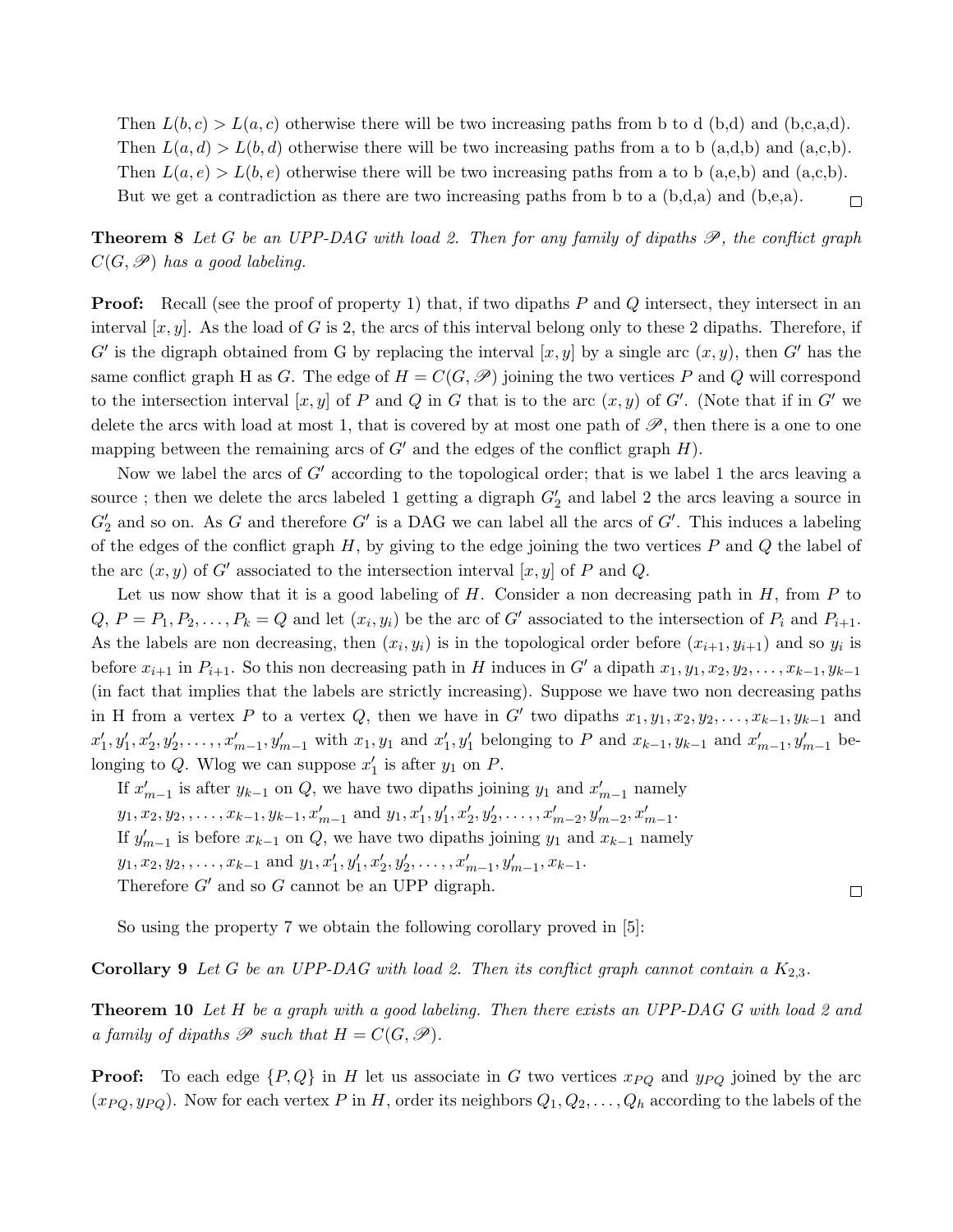Then $L(b,c) > L(a,c)$ otherwise there will be two increasing paths from b to d (b,d) and (b,c,a,d).
Then $L(a,d) > L(b,d)$ otherwise there will be two increasing paths from a to b (a,d,b) and (a,c,b).
Then $L(a,e) > L(b,e)$ otherwise there will be two increasing paths from a to b (a,e,b) and (a,c,b).
But we get a contradiction as there are two increasing paths from b to a (b,d,a) and (b,e,a). $\square$

**Theorem 8** *Let $G$ be an UPP-DAG with load 2. Then for any family of dipaths $\mathscr{P}$, the conflict graph $C(G, \mathscr{P})$ has a good labeling.*

**Proof:** Recall (see the proof of property 1) that, if two dipaths $P$ and $Q$ intersect, they intersect in an interval $[x, y]$. As the load of $G$ is 2, the arcs of this interval belong only to these 2 dipaths. Therefore, if $G'$ is the digraph obtained from G by replacing the interval $[x, y]$ by a single arc $(x, y)$, then $G'$ has the same conflict graph H as $G$. The edge of $H = C(G, \mathscr{P})$ joining the two vertices $P$ and $Q$ will correspond to the intersection interval $[x, y]$ of $P$ and $Q$ in $G$ that is to the arc $(x, y)$ of $G'$. (Note that if in $G'$ we delete the arcs with load at most 1, that is covered by at most one path of $\mathscr{P}$, then there is a one to one mapping between the remaining arcs of $G'$ and the edges of the conflict graph $H$).

Now we label the arcs of $G'$ according to the topological order; that is we label 1 the arcs leaving a source ; then we delete the arcs labeled 1 getting a digraph $G'_2$ and label 2 the arcs leaving a source in $G'_2$ and so on. As $G$ and therefore $G'$ is a DAG we can label all the arcs of $G'$. This induces a labeling of the edges of the conflict graph $H$, by giving to the edge joining the two vertices $P$ and $Q$ the label of the arc $(x, y)$ of $G'$ associated to the intersection interval $[x, y]$ of $P$ and $Q$.

Let us now show that it is a good labeling of $H$. Consider a non decreasing path in $H$, from $P$ to $Q$, $P = P_1, P_2, \ldots, P_k = Q$ and let $(x_i, y_i)$ be the arc of $G'$ associated to the intersection of $P_i$ and $P_{i+1}$. As the labels are non decreasing, then $(x_i, y_i)$ is in the topological order before $(x_{i+1}, y_{i+1})$ and so $y_i$ is before $x_{i+1}$ in $P_{i+1}$. So this non decreasing path in $H$ induces in $G'$ a dipath $x_1, y_1, x_2, y_2, \ldots, x_{k-1}, y_{k-1}$ (in fact that implies that the labels are strictly increasing). Suppose we have two non decreasing paths in H from a vertex $P$ to a vertex $Q$, then we have in $G'$ two dipaths $x_1, y_1, x_2, y_2, \ldots, x_{k-1}, y_{k-1}$ and $x'_1, y'_1, x'_2, y'_2, \ldots, x'_{m-1}, y'_{m-1}$ with $x_1, y_1$ and $x'_1, y'_1$ belonging to $P$ and $x_{k-1}, y_{k-1}$ and $x'_{m-1}, y'_{m-1}$ belonging to $Q$. Wlog we can suppose $x'_1$ is after $y_1$ on $P$.

If $x'_{m-1}$ is after $y_{k-1}$ on $Q$, we have two dipaths joining $y_1$ and $x'_{m-1}$ namely
$y_1, x_2, y_2, , \ldots, x_{k-1}, y_{k-1}, x'_{m-1}$ and $y_1, x'_1, y'_1, x'_2, y'_2, \ldots, , x'_{m-2}, y'_{m-2}, x'_{m-1}$.
If $y'_{m-1}$ is before $x_{k-1}$ on $Q$, we have two dipaths joining $y_1$ and $x_{k-1}$ namely
$y_1, x_2, y_2, , \ldots, x_{k-1}$ and $y_1, x'_1, y'_1, x'_2, y'_2, \ldots, x'_{m-1}, y'_{m-1}, x_{k-1}$.
Therefore $G'$ and so $G$ cannot be an UPP digraph. $\square$

So using the property 7 we obtain the following corollary proved in [5]:

**Corollary 9** *Let $G$ be an UPP-DAG with load 2. Then its conflict graph cannot contain a $K_{2,3}$.*

**Theorem 10** *Let $H$ be a graph with a good labeling. Then there exists an UPP-DAG $G$ with load 2 and a family of dipaths $\mathscr{P}$ such that $H = C(G, \mathscr{P})$.*

**Proof:** To each edge $\{P, Q\}$ in $H$ let us associate in $G$ two vertices $x_{PQ}$ and $y_{PQ}$ joined by the arc $(x_{PQ}, y_{PQ})$. Now for each vertex $P$ in $H$, order its neighbors $Q_1, Q_2, \ldots, Q_h$ according to the labels of the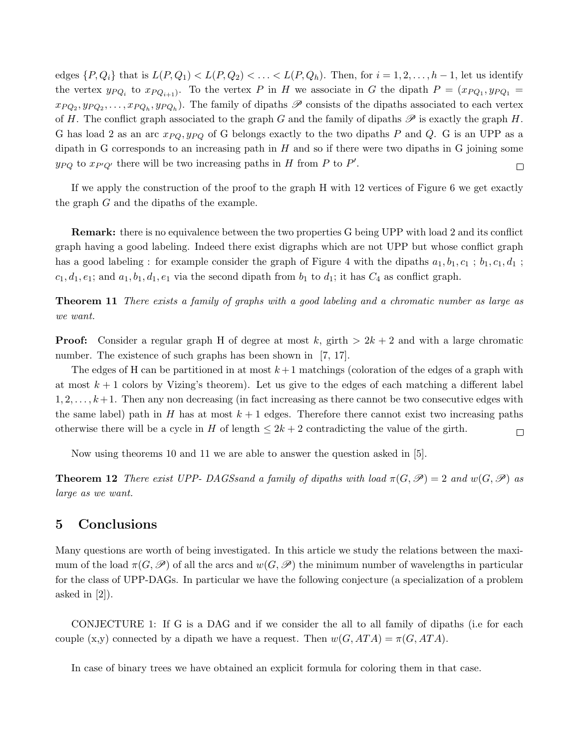edges $\{P, Q_i\}$ that is $L(P,Q_1) < L(P,Q_2) < \ldots < L(P,Q_h)$. Then, for $i = 1, 2, \ldots, h-1$, let us identify the vertex $y_{PQ_i}$ to $x_{PQ_{i+1}}$). To the vertex $P$ in $H$ we associate in $G$ the dipath $P = (x_{PQ_1}, y_{PQ_1} = x_{PQ_2}, y_{PQ_2}, \ldots, x_{PQ_h}, y_{PQ_h})$. The family of dipaths $\mathscr{P}$ consists of the dipaths associated to each vertex of $H$. The conflict graph associated to the graph $G$ and the family of dipaths $\mathscr{P}$ is exactly the graph $H$. G has load 2 as an arc $x_{PQ}, y_{PQ}$ of G belongs exactly to the two dipaths $P$ and $Q$. G is an UPP as a dipath in G corresponds to an increasing path in $H$ and so if there were two dipaths in G joining some $y_{PQ}$ to $x_{P'Q'}$ there will be two increasing paths in $H$ from $P$ to $P'$. □

If we apply the construction of the proof to the graph H with 12 vertices of Figure 6 we get exactly the graph $G$ and the dipaths of the example.

**Remark:** there is no equivalence between the two properties G being UPP with load 2 and its conflict graph having a good labeling. Indeed there exist digraphs which are not UPP but whose conflict graph has a good labeling : for example consider the graph of Figure 4 with the dipaths $a_1, b_1, c_1$ ; $b_1, c_1, d_1$ ; $c_1, d_1, e_1$; and $a_1, b_1, d_1, e_1$ via the second dipath from $b_1$ to $d_1$; it has $C_4$ as conflict graph.

**Theorem 11** *There exists a family of graphs with a good labeling and a chromatic number as large as we want.*

**Proof:** Consider a regular graph H of degree at most $k$, girth $> 2k+2$ and with a large chromatic number. The existence of such graphs has been shown in [7, 17].

The edges of H can be partitioned in at most $k+1$ matchings (coloration of the edges of a graph with at most $k+1$ colors by Vizing's theorem). Let us give to the edges of each matching a different label $1, 2, \ldots, k+1$. Then any non decreasing (in fact increasing as there cannot be two consecutive edges with the same label) path in $H$ has at most $k+1$ edges. Therefore there cannot exist two increasing paths otherwise there will be a cycle in $H$ of length $\leq 2k+2$ contradicting the value of the girth. □

Now using theorems 10 and 11 we are able to answer the question asked in [5].

**Theorem 12** *There exist UPP- DAGSsand a family of dipaths with load $\pi(G, \mathscr{P}) = 2$ and $w(G, \mathscr{P})$ as large as we want.*

## 5 Conclusions

Many questions are worth of being investigated. In this article we study the relations between the maximum of the load $\pi(G, \mathscr{P})$ of all the arcs and $w(G, \mathscr{P})$ the minimum number of wavelengths in particular for the class of UPP-DAGs. In particular we have the following conjecture (a specialization of a problem asked in [2]).

CONJECTURE 1: If G is a DAG and if we consider the all to all family of dipaths (i.e for each couple (x,y) connected by a dipath we have a request. Then $w(G, ATA) = \pi(G, ATA)$.

In case of binary trees we have obtained an explicit formula for coloring them in that case.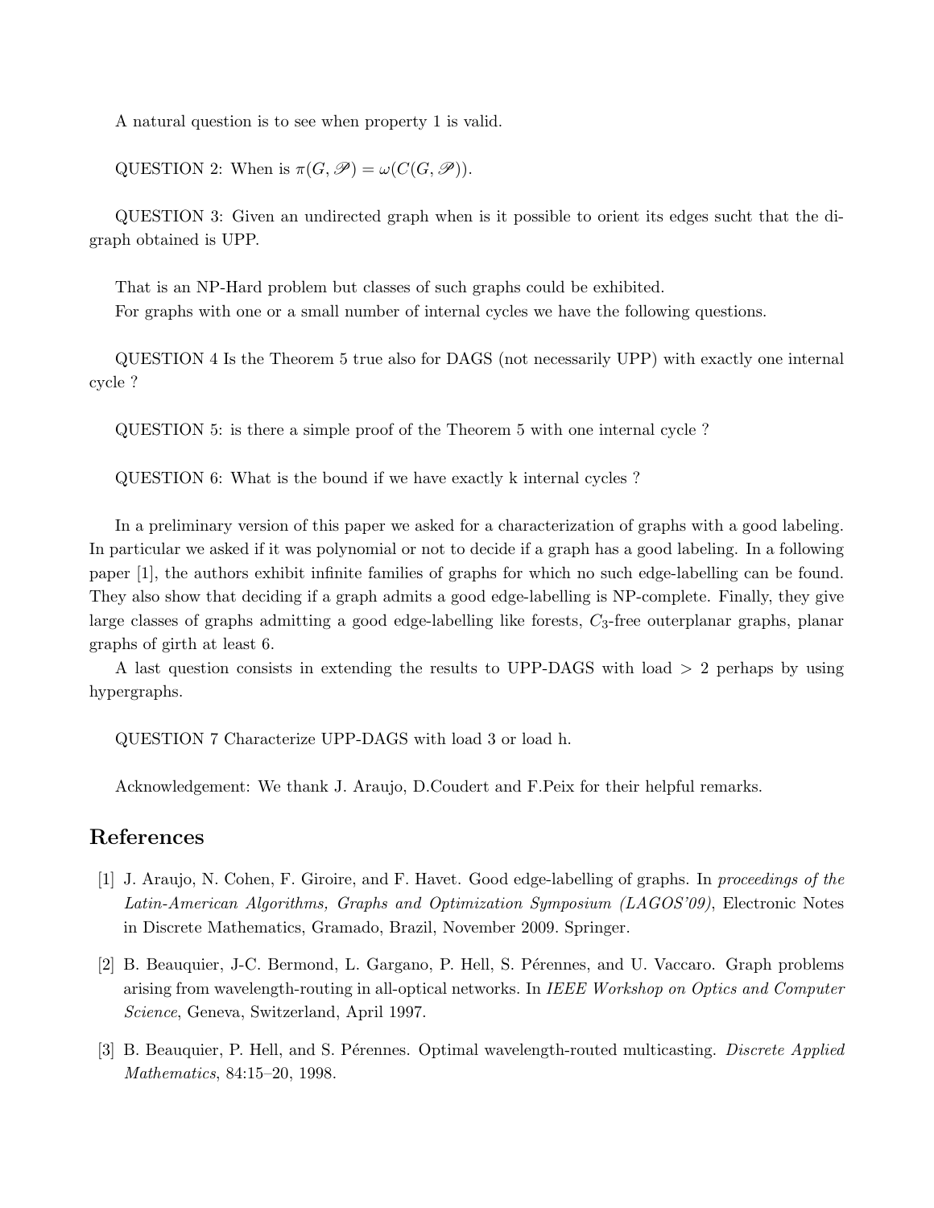A natural question is to see when property 1 is valid.

QUESTION 2: When is $\pi(G, \mathscr{P}) = \omega(C(G, \mathscr{P}))$.

QUESTION 3: Given an undirected graph when is it possible to orient its edges sucht that the digraph obtained is UPP.

That is an NP-Hard problem but classes of such graphs could be exhibited.
For graphs with one or a small number of internal cycles we have the following questions.

QUESTION 4 Is the Theorem 5 true also for DAGS (not necessarily UPP) with exactly one internal cycle ?

QUESTION 5: is there a simple proof of the Theorem 5 with one internal cycle ?

QUESTION 6: What is the bound if we have exactly k internal cycles ?

In a preliminary version of this paper we asked for a characterization of graphs with a good labeling. In particular we asked if it was polynomial or not to decide if a graph has a good labeling. In a following paper [1], the authors exhibit infinite families of graphs for which no such edge-labelling can be found. They also show that deciding if a graph admits a good edge-labelling is NP-complete. Finally, they give large classes of graphs admitting a good edge-labelling like forests, $C_3$-free outerplanar graphs, planar graphs of girth at least 6.

A last question consists in extending the results to UPP-DAGS with load $> 2$ perhaps by using hypergraphs.

QUESTION 7 Characterize UPP-DAGS with load 3 or load h.

Acknowledgement: We thank J. Araujo, D.Coudert and F.Peix for their helpful remarks.

## References

[1] J. Araujo, N. Cohen, F. Giroire, and F. Havet. Good edge-labelling of graphs. In *proceedings of the Latin-American Algorithms, Graphs and Optimization Symposium (LAGOS'09)*, Electronic Notes in Discrete Mathematics, Gramado, Brazil, November 2009. Springer.

[2] B. Beauquier, J-C. Bermond, L. Gargano, P. Hell, S. Pérennes, and U. Vaccaro. Graph problems arising from wavelength-routing in all-optical networks. In *IEEE Workshop on Optics and Computer Science*, Geneva, Switzerland, April 1997.

[3] B. Beauquier, P. Hell, and S. Pérennes. Optimal wavelength-routed multicasting. *Discrete Applied Mathematics*, 84:15–20, 1998.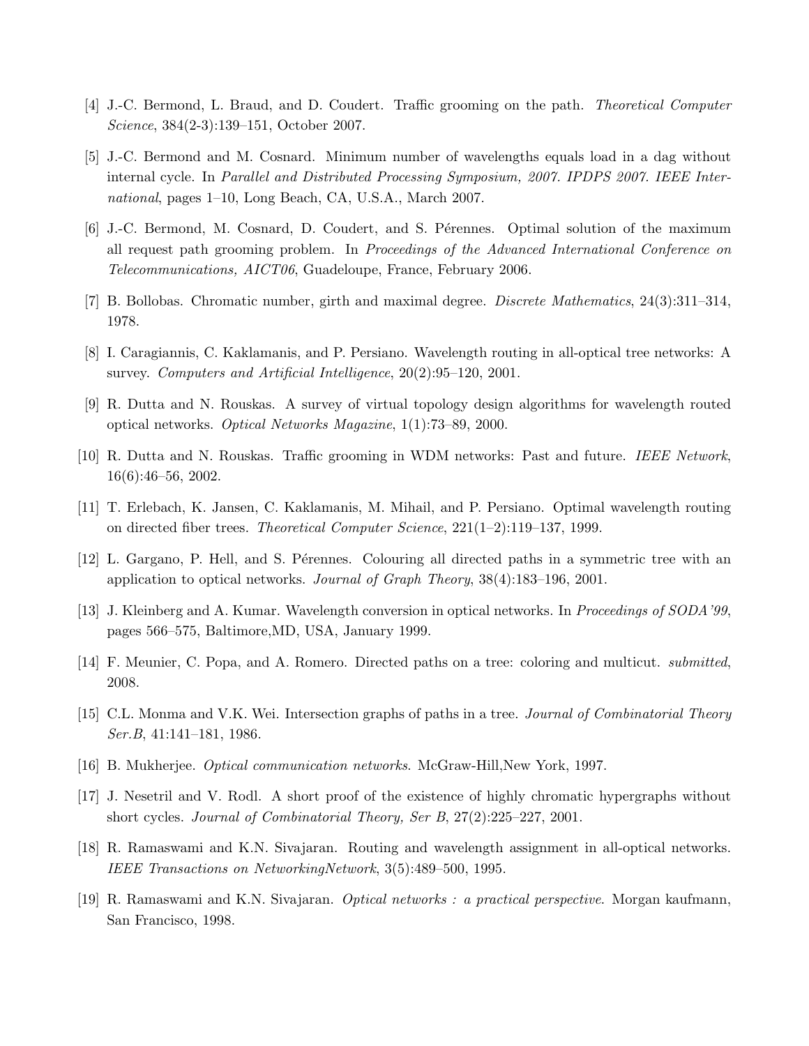[4] J.-C. Bermond, L. Braud, and D. Coudert. Traffic grooming on the path. *Theoretical Computer Science*, 384(2-3):139–151, October 2007.

[5] J.-C. Bermond and M. Cosnard. Minimum number of wavelengths equals load in a dag without internal cycle. In *Parallel and Distributed Processing Symposium, 2007. IPDPS 2007. IEEE International*, pages 1–10, Long Beach, CA, U.S.A., March 2007.

[6] J.-C. Bermond, M. Cosnard, D. Coudert, and S. Pérennes. Optimal solution of the maximum all request path grooming problem. In *Proceedings of the Advanced International Conference on Telecommunications, AICT06*, Guadeloupe, France, February 2006.

[7] B. Bollobas. Chromatic number, girth and maximal degree. *Discrete Mathematics*, 24(3):311–314, 1978.

[8] I. Caragiannis, C. Kaklamanis, and P. Persiano. Wavelength routing in all-optical tree networks: A survey. *Computers and Artificial Intelligence*, 20(2):95–120, 2001.

[9] R. Dutta and N. Rouskas. A survey of virtual topology design algorithms for wavelength routed optical networks. *Optical Networks Magazine*, 1(1):73–89, 2000.

[10] R. Dutta and N. Rouskas. Traffic grooming in WDM networks: Past and future. *IEEE Network*, 16(6):46–56, 2002.

[11] T. Erlebach, K. Jansen, C. Kaklamanis, M. Mihail, and P. Persiano. Optimal wavelength routing on directed fiber trees. *Theoretical Computer Science*, 221(1–2):119–137, 1999.

[12] L. Gargano, P. Hell, and S. Pérennes. Colouring all directed paths in a symmetric tree with an application to optical networks. *Journal of Graph Theory*, 38(4):183–196, 2001.

[13] J. Kleinberg and A. Kumar. Wavelength conversion in optical networks. In *Proceedings of SODA'99*, pages 566–575, Baltimore,MD, USA, January 1999.

[14] F. Meunier, C. Popa, and A. Romero. Directed paths on a tree: coloring and multicut. *submitted*, 2008.

[15] C.L. Monma and V.K. Wei. Intersection graphs of paths in a tree. *Journal of Combinatorial Theory Ser.B*, 41:141–181, 1986.

[16] B. Mukherjee. *Optical communication networks*. McGraw-Hill,New York, 1997.

[17] J. Nesetril and V. Rodl. A short proof of the existence of highly chromatic hypergraphs without short cycles. *Journal of Combinatorial Theory, Ser B*, 27(2):225–227, 2001.

[18] R. Ramaswami and K.N. Sivajaran. Routing and wavelength assignment in all-optical networks. *IEEE Transactions on NetworkingNetwork*, 3(5):489–500, 1995.

[19] R. Ramaswami and K.N. Sivajaran. *Optical networks : a practical perspective.* Morgan kaufmann, San Francisco, 1998.